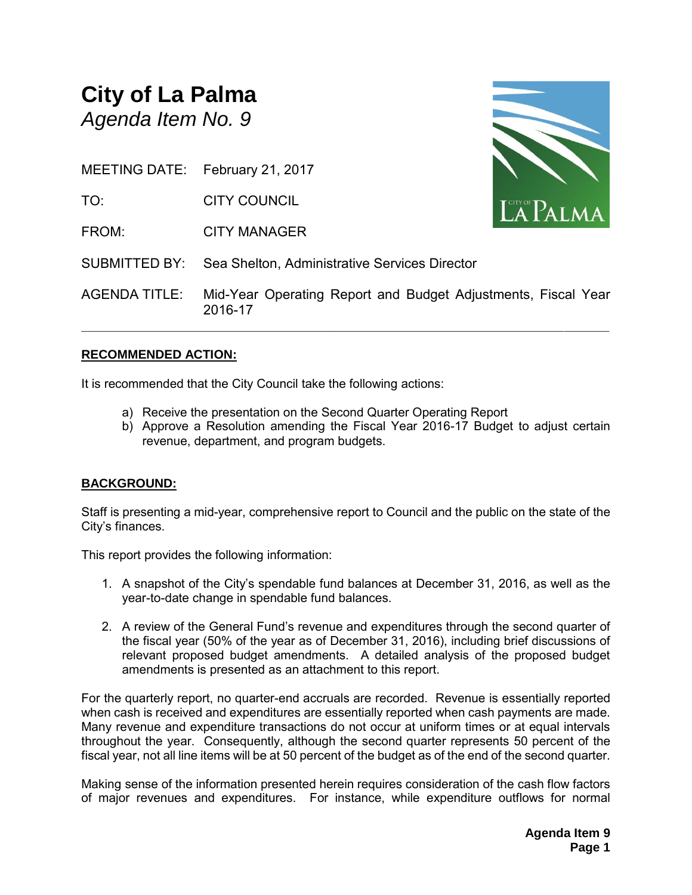# City of La Palma
*Agenda Item No. 9*

MEETING DATE: February 21, 2017

TO: CITY COUNCIL

FROM: CITY MANAGER

SUBMITTED BY: Sea Shelton, Administrative Services Director

AGENDA TITLE: Mid-Year Operating Report and Budget Adjustments, Fiscal Year 2016-17

---

**RECOMMENDED ACTION:**

It is recommended that the City Council take the following actions:

a) Receive the presentation on the Second Quarter Operating Report
b) Approve a Resolution amending the Fiscal Year 2016-17 Budget to adjust certain revenue, department, and program budgets.

**BACKGROUND:**

Staff is presenting a mid-year, comprehensive report to Council and the public on the state of the City's finances.

This report provides the following information:

1. A snapshot of the City's spendable fund balances at December 31, 2016, as well as the year-to-date change in spendable fund balances.

2. A review of the General Fund's revenue and expenditures through the second quarter of the fiscal year (50% of the year as of December 31, 2016), including brief discussions of relevant proposed budget amendments. A detailed analysis of the proposed budget amendments is presented as an attachment to this report.

For the quarterly report, no quarter-end accruals are recorded. Revenue is essentially reported when cash is received and expenditures are essentially reported when cash payments are made. Many revenue and expenditure transactions do not occur at uniform times or at equal intervals throughout the year. Consequently, although the second quarter represents 50 percent of the fiscal year, not all line items will be at 50 percent of the budget as of the end of the second quarter.

Making sense of the information presented herein requires consideration of the cash flow factors of major revenues and expenditures. For instance, while expenditure outflows for normal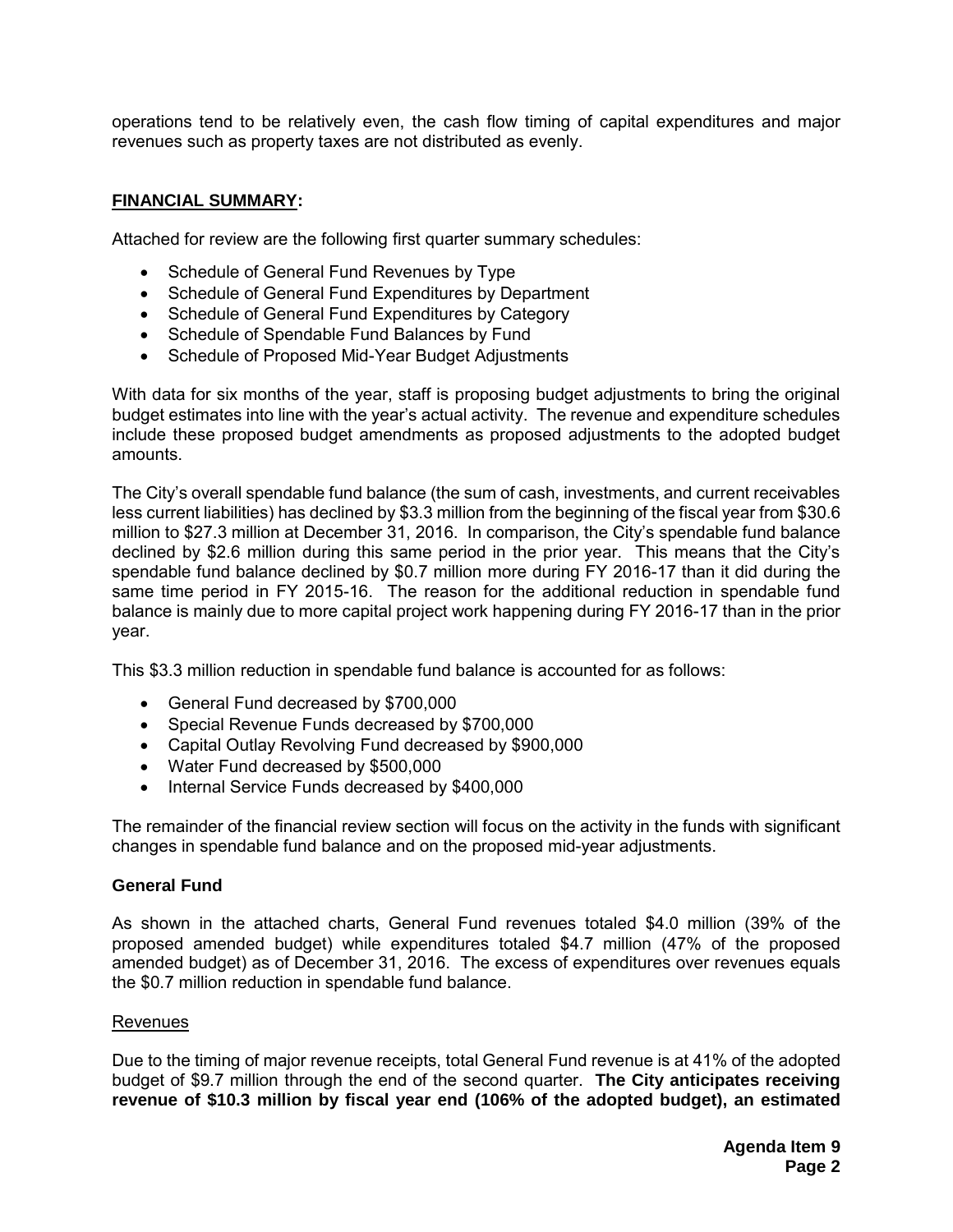operations tend to be relatively even, the cash flow timing of capital expenditures and major revenues such as property taxes are not distributed as evenly.

## **FINANCIAL SUMMARY:**

Attached for review are the following first quarter summary schedules:

- Schedule of General Fund Revenues by Type
- Schedule of General Fund Expenditures by Department
- Schedule of General Fund Expenditures by Category
- Schedule of Spendable Fund Balances by Fund
- Schedule of Proposed Mid-Year Budget Adjustments

With data for six months of the year, staff is proposing budget adjustments to bring the original budget estimates into line with the year's actual activity. The revenue and expenditure schedules include these proposed budget amendments as proposed adjustments to the adopted budget amounts.

The City's overall spendable fund balance (the sum of cash, investments, and current receivables less current liabilities) has declined by $3.3 million from the beginning of the fiscal year from $30.6 million to $27.3 million at December 31, 2016. In comparison, the City's spendable fund balance declined by $2.6 million during this same period in the prior year. This means that the City's spendable fund balance declined by $0.7 million more during FY 2016-17 than it did during the same time period in FY 2015-16. The reason for the additional reduction in spendable fund balance is mainly due to more capital project work happening during FY 2016-17 than in the prior year.

This $3.3 million reduction in spendable fund balance is accounted for as follows:

- General Fund decreased by $700,000
- Special Revenue Funds decreased by $700,000
- Capital Outlay Revolving Fund decreased by $900,000
- Water Fund decreased by $500,000
- Internal Service Funds decreased by $400,000

The remainder of the financial review section will focus on the activity in the funds with significant changes in spendable fund balance and on the proposed mid-year adjustments.

### **General Fund**

As shown in the attached charts, General Fund revenues totaled $4.0 million (39% of the proposed amended budget) while expenditures totaled $4.7 million (47% of the proposed amended budget) as of December 31, 2016. The excess of expenditures over revenues equals the $0.7 million reduction in spendable fund balance.

#### Revenues

Due to the timing of major revenue receipts, total General Fund revenue is at 41% of the adopted budget of $9.7 million through the end of the second quarter. **The City anticipates receiving revenue of $10.3 million by fiscal year end (106% of the adopted budget), an estimated**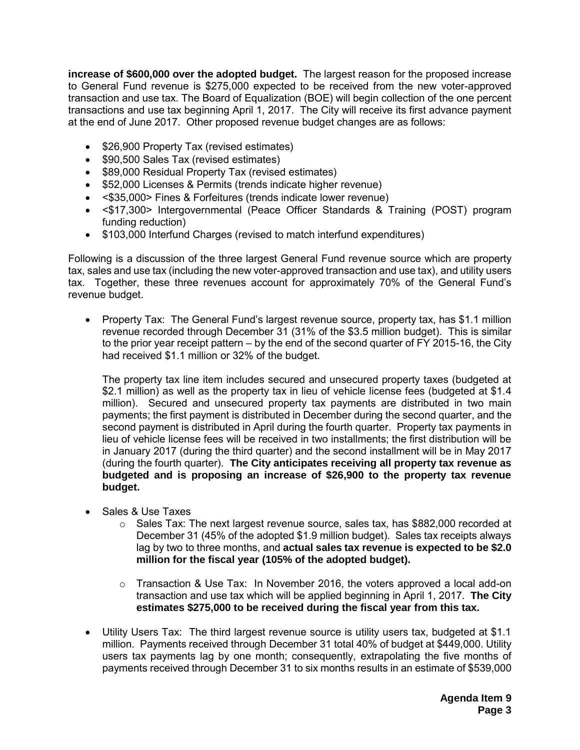**increase of $600,000 over the adopted budget.** The largest reason for the proposed increase to General Fund revenue is $275,000 expected to be received from the new voter-approved transaction and use tax. The Board of Equalization (BOE) will begin collection of the one percent transactions and use tax beginning April 1, 2017. The City will receive its first advance payment at the end of June 2017. Other proposed revenue budget changes are as follows:

- $26,900 Property Tax (revised estimates)
- $90,500 Sales Tax (revised estimates)
- $89,000 Residual Property Tax (revised estimates)
- $52,000 Licenses & Permits (trends indicate higher revenue)
- <$35,000> Fines & Forfeitures (trends indicate lower revenue)
- <$17,300> Intergovernmental (Peace Officer Standards & Training (POST) program funding reduction)
- $103,000 Interfund Charges (revised to match interfund expenditures)

Following is a discussion of the three largest General Fund revenue source which are property tax, sales and use tax (including the new voter-approved transaction and use tax), and utility users tax. Together, these three revenues account for approximately 70% of the General Fund's revenue budget.

- Property Tax: The General Fund's largest revenue source, property tax, has $1.1 million revenue recorded through December 31 (31% of the $3.5 million budget). This is similar to the prior year receipt pattern – by the end of the second quarter of FY 2015-16, the City had received $1.1 million or 32% of the budget.

  The property tax line item includes secured and unsecured property taxes (budgeted at $2.1 million) as well as the property tax in lieu of vehicle license fees (budgeted at $1.4 million). Secured and unsecured property tax payments are distributed in two main payments; the first payment is distributed in December during the second quarter, and the second payment is distributed in April during the fourth quarter. Property tax payments in lieu of vehicle license fees will be received in two installments; the first distribution will be in January 2017 (during the third quarter) and the second installment will be in May 2017 (during the fourth quarter). **The City anticipates receiving all property tax revenue as budgeted and is proposing an increase of $26,900 to the property tax revenue budget.**

- Sales & Use Taxes
  - Sales Tax: The next largest revenue source, sales tax, has $882,000 recorded at December 31 (45% of the adopted $1.9 million budget). Sales tax receipts always lag by two to three months, and **actual sales tax revenue is expected to be $2.0 million for the fiscal year (105% of the adopted budget).**
  - Transaction & Use Tax: In November 2016, the voters approved a local add-on transaction and use tax which will be applied beginning in April 1, 2017. **The City estimates $275,000 to be received during the fiscal year from this tax.**

- Utility Users Tax: The third largest revenue source is utility users tax, budgeted at $1.1 million. Payments received through December 31 total 40% of budget at $449,000. Utility users tax payments lag by one month; consequently, extrapolating the five months of payments received through December 31 to six months results in an estimate of $539,000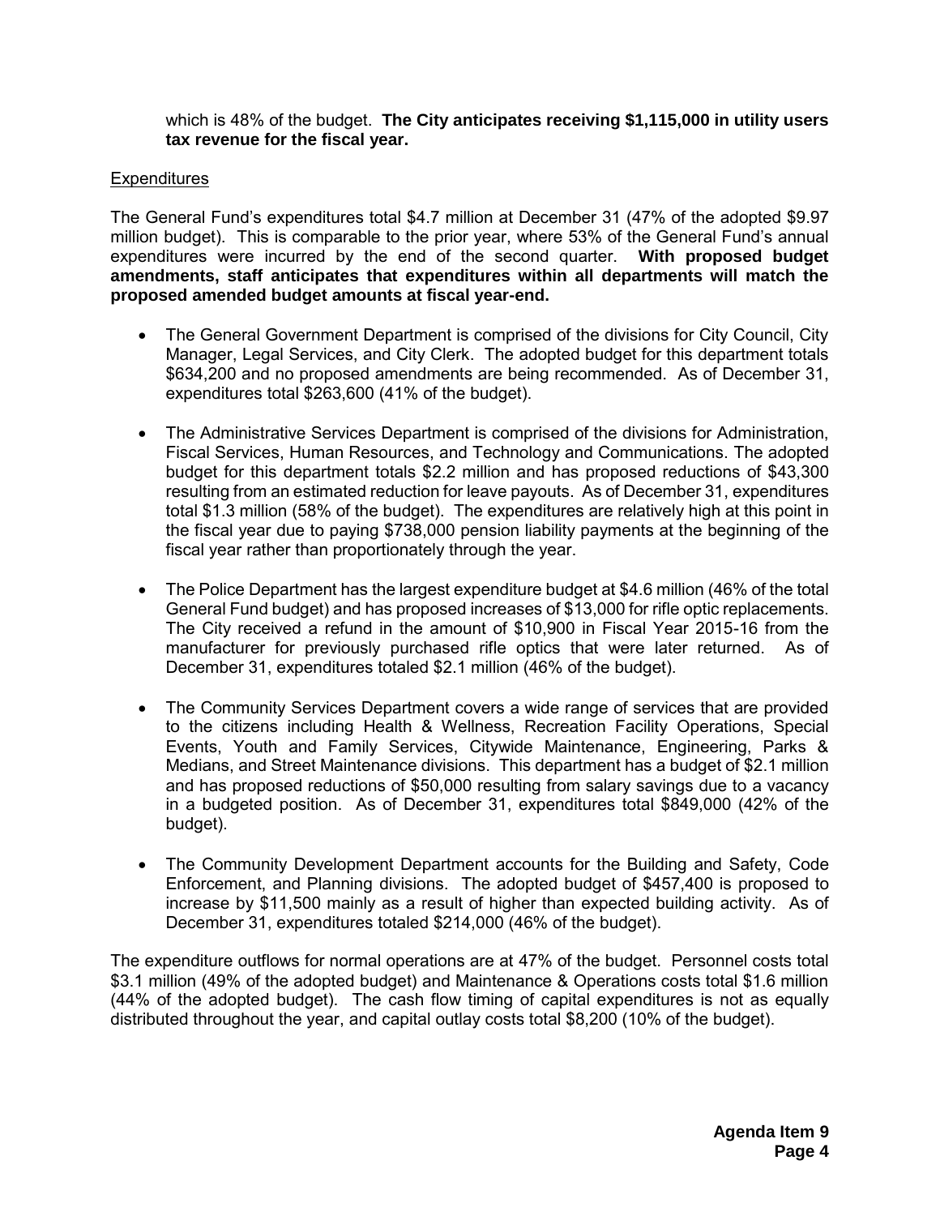which is 48% of the budget. **The City anticipates receiving $1,115,000 in utility users tax revenue for the fiscal year.**

Expenditures

The General Fund's expenditures total $4.7 million at December 31 (47% of the adopted $9.97 million budget). This is comparable to the prior year, where 53% of the General Fund's annual expenditures were incurred by the end of the second quarter. **With proposed budget amendments, staff anticipates that expenditures within all departments will match the proposed amended budget amounts at fiscal year-end.**

- The General Government Department is comprised of the divisions for City Council, City Manager, Legal Services, and City Clerk. The adopted budget for this department totals $634,200 and no proposed amendments are being recommended. As of December 31, expenditures total $263,600 (41% of the budget).

- The Administrative Services Department is comprised of the divisions for Administration, Fiscal Services, Human Resources, and Technology and Communications. The adopted budget for this department totals $2.2 million and has proposed reductions of $43,300 resulting from an estimated reduction for leave payouts. As of December 31, expenditures total $1.3 million (58% of the budget). The expenditures are relatively high at this point in the fiscal year due to paying $738,000 pension liability payments at the beginning of the fiscal year rather than proportionately through the year.

- The Police Department has the largest expenditure budget at $4.6 million (46% of the total General Fund budget) and has proposed increases of $13,000 for rifle optic replacements. The City received a refund in the amount of $10,900 in Fiscal Year 2015-16 from the manufacturer for previously purchased rifle optics that were later returned. As of December 31, expenditures totaled $2.1 million (46% of the budget).

- The Community Services Department covers a wide range of services that are provided to the citizens including Health & Wellness, Recreation Facility Operations, Special Events, Youth and Family Services, Citywide Maintenance, Engineering, Parks & Medians, and Street Maintenance divisions. This department has a budget of $2.1 million and has proposed reductions of $50,000 resulting from salary savings due to a vacancy in a budgeted position. As of December 31, expenditures total $849,000 (42% of the budget).

- The Community Development Department accounts for the Building and Safety, Code Enforcement, and Planning divisions. The adopted budget of $457,400 is proposed to increase by $11,500 mainly as a result of higher than expected building activity. As of December 31, expenditures totaled $214,000 (46% of the budget).

The expenditure outflows for normal operations are at 47% of the budget. Personnel costs total $3.1 million (49% of the adopted budget) and Maintenance & Operations costs total $1.6 million (44% of the adopted budget). The cash flow timing of capital expenditures is not as equally distributed throughout the year, and capital outlay costs total $8,200 (10% of the budget).

**Agenda Item 9**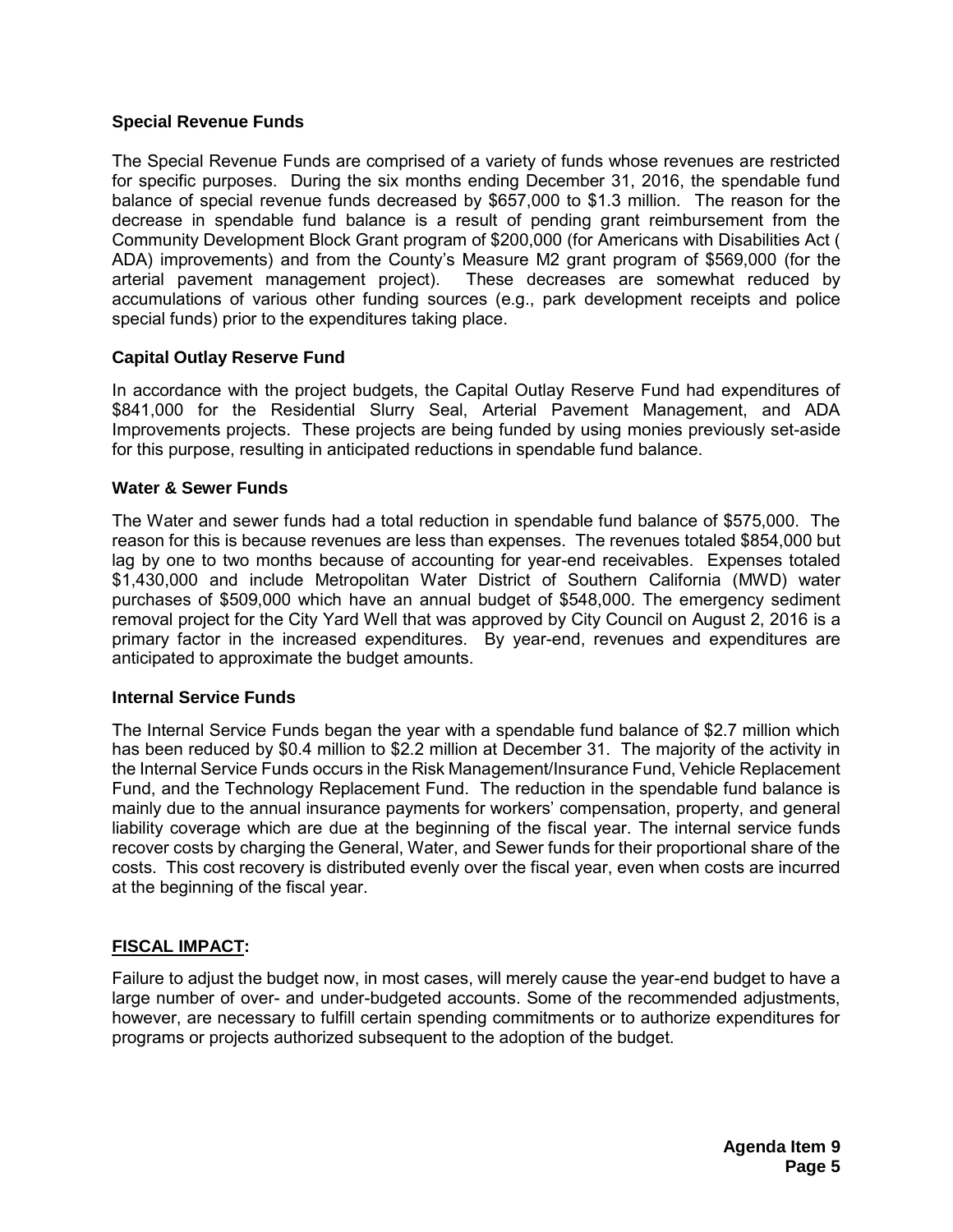### Special Revenue Funds

The Special Revenue Funds are comprised of a variety of funds whose revenues are restricted for specific purposes. During the six months ending December 31, 2016, the spendable fund balance of special revenue funds decreased by $657,000 to $1.3 million. The reason for the decrease in spendable fund balance is a result of pending grant reimbursement from the Community Development Block Grant program of $200,000 (for Americans with Disabilities Act ( ADA) improvements) and from the County's Measure M2 grant program of $569,000 (for the arterial pavement management project). These decreases are somewhat reduced by accumulations of various other funding sources (e.g., park development receipts and police special funds) prior to the expenditures taking place.

### Capital Outlay Reserve Fund

In accordance with the project budgets, the Capital Outlay Reserve Fund had expenditures of $841,000 for the Residential Slurry Seal, Arterial Pavement Management, and ADA Improvements projects. These projects are being funded by using monies previously set-aside for this purpose, resulting in anticipated reductions in spendable fund balance.

### Water & Sewer Funds

The Water and sewer funds had a total reduction in spendable fund balance of $575,000. The reason for this is because revenues are less than expenses. The revenues totaled $854,000 but lag by one to two months because of accounting for year-end receivables. Expenses totaled $1,430,000 and include Metropolitan Water District of Southern California (MWD) water purchases of $509,000 which have an annual budget of $548,000. The emergency sediment removal project for the City Yard Well that was approved by City Council on August 2, 2016 is a primary factor in the increased expenditures. By year-end, revenues and expenditures are anticipated to approximate the budget amounts.

### Internal Service Funds

The Internal Service Funds began the year with a spendable fund balance of $2.7 million which has been reduced by $0.4 million to $2.2 million at December 31. The majority of the activity in the Internal Service Funds occurs in the Risk Management/Insurance Fund, Vehicle Replacement Fund, and the Technology Replacement Fund. The reduction in the spendable fund balance is mainly due to the annual insurance payments for workers' compensation, property, and general liability coverage which are due at the beginning of the fiscal year. The internal service funds recover costs by charging the General, Water, and Sewer funds for their proportional share of the costs. This cost recovery is distributed evenly over the fiscal year, even when costs are incurred at the beginning of the fiscal year.

## FISCAL IMPACT:

Failure to adjust the budget now, in most cases, will merely cause the year-end budget to have a large number of over- and under-budgeted accounts. Some of the recommended adjustments, however, are necessary to fulfill certain spending commitments or to authorize expenditures for programs or projects authorized subsequent to the adoption of the budget.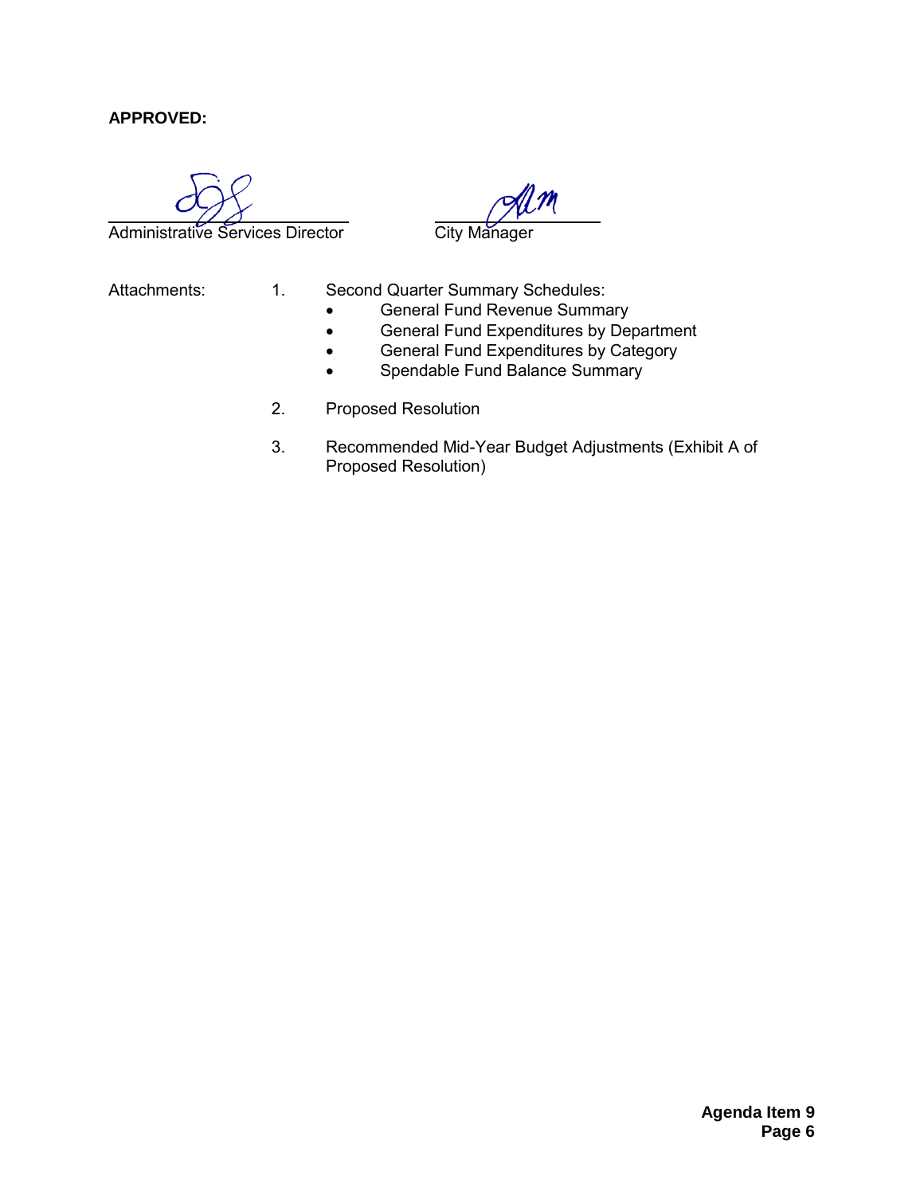**APPROVED:**

Administrative Services Director

City Manager

Attachments:

1. Second Quarter Summary Schedules:
   - General Fund Revenue Summary
   - General Fund Expenditures by Department
   - General Fund Expenditures by Category
   - Spendable Fund Balance Summary

2. Proposed Resolution

3. Recommended Mid-Year Budget Adjustments (Exhibit A of Proposed Resolution)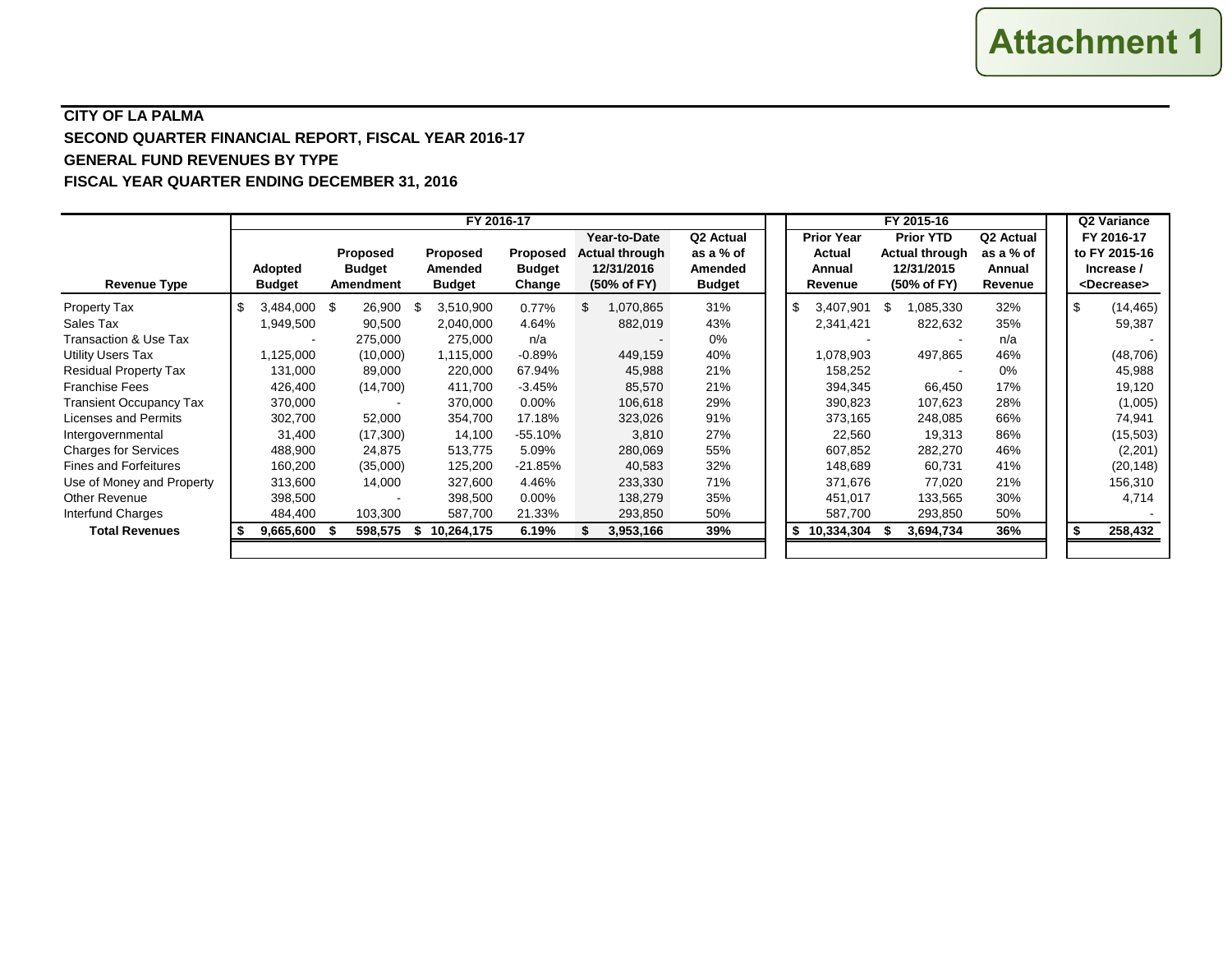Attachment 1

**CITY OF LA PALMA**

**SECOND QUARTER FINANCIAL REPORT, FISCAL YEAR 2016-17**

**GENERAL FUND REVENUES BY TYPE**

**FISCAL YEAR QUARTER ENDING DECEMBER 31, 2016**

| | FY 2016-17 | | | | | | FY 2015-16 | | | Q2 Variance |
|---|---|---|---|---|---|---|---|---|---|---|
| **Revenue Type** | **Adopted Budget** | **Proposed Budget Amendment** | **Proposed Amended Budget** | **Proposed Budget Change** | **Year-to-Date Actual through 12/31/2016 (50% of FY)** | **Q2 Actual as a % of Amended Budget** | **Prior Year Actual Annual Revenue** | **Prior YTD Actual through 12/31/2015 (50% of FY)** | **Q2 Actual as a % of Annual Revenue** | **FY 2016-17 to FY 2015-16 Increase / <Decrease>** |
| Property Tax | $ 3,484,000 | $ 26,900 | $ 3,510,900 | 0.77% | $ 1,070,865 | 31% | $ 3,407,901 | $ 1,085,330 | 32% | $ (14,465) |
| Sales Tax | 1,949,500 | 90,500 | 2,040,000 | 4.64% | 882,019 | 43% | 2,341,421 | 822,632 | 35% | 59,387 |
| Transaction & Use Tax | - | 275,000 | 275,000 | n/a | - | 0% | - | - | n/a | - |
| Utility Users Tax | 1,125,000 | (10,000) | 1,115,000 | -0.89% | 449,159 | 40% | 1,078,903 | 497,865 | 46% | (48,706) |
| Residual Property Tax | 131,000 | 89,000 | 220,000 | 67.94% | 45,988 | 21% | 158,252 | - | 0% | 45,988 |
| Franchise Fees | 426,400 | (14,700) | 411,700 | -3.45% | 85,570 | 21% | 394,345 | 66,450 | 17% | 19,120 |
| Transient Occupancy Tax | 370,000 | - | 370,000 | 0.00% | 106,618 | 29% | 390,823 | 107,623 | 28% | (1,005) |
| Licenses and Permits | 302,700 | 52,000 | 354,700 | 17.18% | 323,026 | 91% | 373,165 | 248,085 | 66% | 74,941 |
| Intergovernmental | 31,400 | (17,300) | 14,100 | -55.10% | 3,810 | 27% | 22,560 | 19,313 | 86% | (15,503) |
| Charges for Services | 488,900 | 24,875 | 513,775 | 5.09% | 280,069 | 55% | 607,852 | 282,270 | 46% | (2,201) |
| Fines and Forfeitures | 160,200 | (35,000) | 125,200 | -21.85% | 40,583 | 32% | 148,689 | 60,731 | 41% | (20,148) |
| Use of Money and Property | 313,600 | 14,000 | 327,600 | 4.46% | 233,330 | 71% | 371,676 | 77,020 | 21% | 156,310 |
| Other Revenue | 398,500 | - | 398,500 | 0.00% | 138,279 | 35% | 451,017 | 133,565 | 30% | 4,714 |
| Interfund Charges | 484,400 | 103,300 | 587,700 | 21.33% | 293,850 | 50% | 587,700 | 293,850 | 50% | - |
| **Total Revenues** | **$ 9,665,600** | **$ 598,575** | **$ 10,264,175** | **6.19%** | **$ 3,953,166** | **39%** | **$ 10,334,304** | **$ 3,694,734** | **36%** | **$ 258,432** |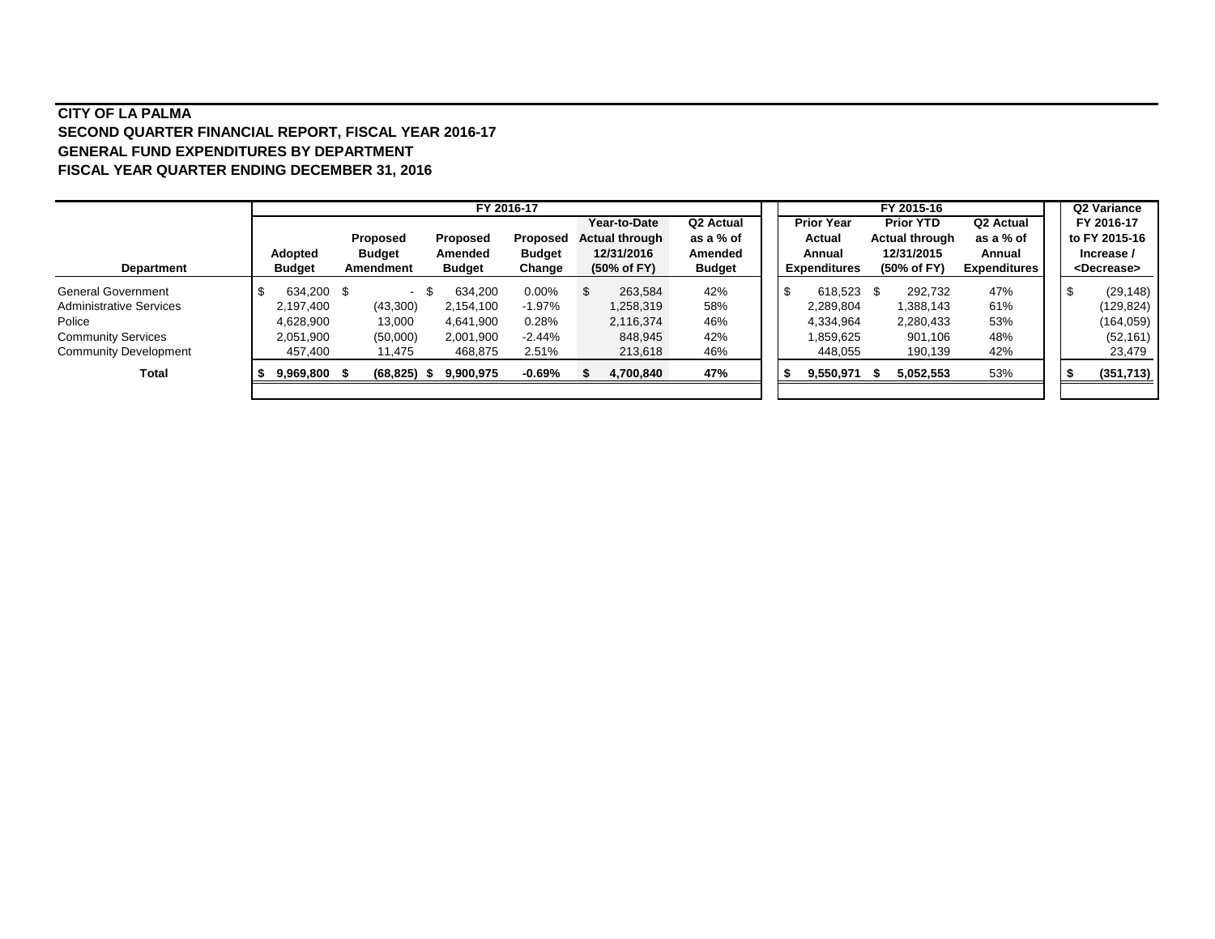**CITY OF LA PALMA**
**SECOND QUARTER FINANCIAL REPORT, FISCAL YEAR 2016-17**
**GENERAL FUND EXPENDITURES BY DEPARTMENT**
**FISCAL YEAR QUARTER ENDING DECEMBER 31, 2016**

| | FY 2016-17 | | | | | | FY 2015-16 | | | Q2 Variance |
|---|---|---|---|---|---|---|---|---|---|---|
| **Department** | **Adopted Budget** | **Proposed Budget Amendment** | **Proposed Amended Budget** | **Proposed Budget Change** | **Year-to-Date Actual through 12/31/2016 (50% of FY)** | **Q2 Actual as a % of Amended Budget** | **Prior Year Actual Annual Expenditures** | **Prior YTD Actual through 12/31/2015 (50% of FY)** | **Q2 Actual as a % of Annual Expenditures** | **FY 2016-17 to FY 2015-16 Increase / <Decrease>** |
| General Government | $ 634,200 | $ - | $ 634,200 | 0.00% | $ 263,584 | 42% | $ 618,523 | $ 292,732 | 47% | $ (29,148) |
| Administrative Services | 2,197,400 | (43,300) | 2,154,100 | -1.97% | 1,258,319 | 58% | 2,289,804 | 1,388,143 | 61% | (129,824) |
| Police | 4,628,900 | 13,000 | 4,641,900 | 0.28% | 2,116,374 | 46% | 4,334,964 | 2,280,433 | 53% | (164,059) |
| Community Services | 2,051,900 | (50,000) | 2,001,900 | -2.44% | 848,945 | 42% | 1,859,625 | 901,106 | 48% | (52,161) |
| Community Development | 457,400 | 11,475 | 468,875 | 2.51% | 213,618 | 46% | 448,055 | 190,139 | 42% | 23,479 |
| **Total** | **$ 9,969,800** | **$ (68,825)** | **$ 9,900,975** | **-0.69%** | **$ 4,700,840** | **47%** | **$ 9,550,971** | **$ 5,052,553** | 53% | **$ (351,713)** |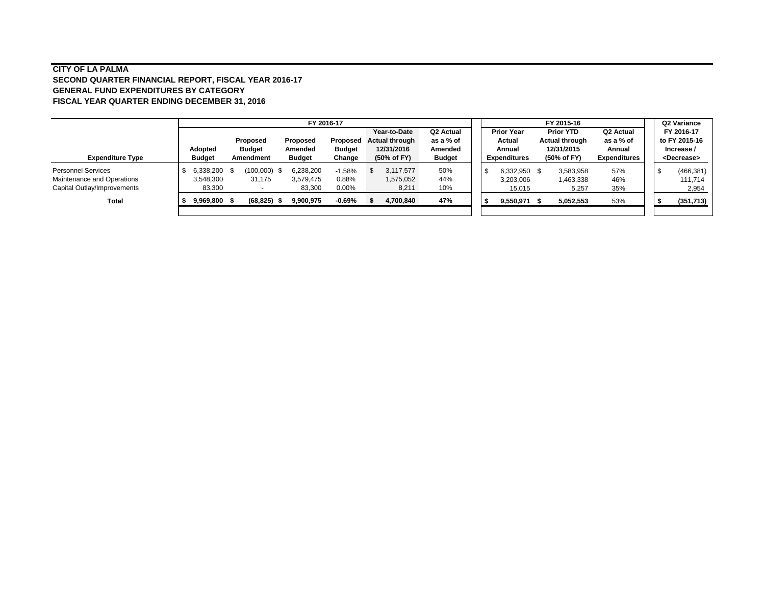**CITY OF LA PALMA**
**SECOND QUARTER FINANCIAL REPORT, FISCAL YEAR 2016-17**
**GENERAL FUND EXPENDITURES BY CATEGORY**
**FISCAL YEAR QUARTER ENDING DECEMBER 31, 2016**

| | FY 2016-17 | | | | | | FY 2015-16 | | | Q2 Variance |
|---|---|---|---|---|---|---|---|---|---|---|
| **Expenditure Type** | **Adopted Budget** | **Proposed Budget Amendment** | **Proposed Amended Budget** | **Proposed Budget Change** | **Year-to-Date Actual through 12/31/2016 (50% of FY)** | **Q2 Actual as a % of Amended Budget** | **Prior Year Actual Annual Expenditures** | **Prior YTD Actual through 12/31/2015 (50% of FY)** | **Q2 Actual as a % of Annual Expenditures** | **FY 2016-17 to FY 2015-16 Increase / <Decrease>** |
| Personnel Services | $ 6,338,200 | $ (100,000) | $ 6,238,200 | -1.58% | $ 3,117,577 | 50% | $ 6,332,950 | $ 3,583,958 | 57% | $ (466,381) |
| Maintenance and Operations | 3,548,300 | 31,175 | 3,579,475 | 0.88% | 1,575,052 | 44% | 3,203,006 | 1,463,338 | 46% | 111,714 |
| Capital Outlay/Improvements | 83,300 | - | 83,300 | 0.00% | 8,211 | 10% | 15,015 | 5,257 | 35% | 2,954 |
| **Total** | **$ 9,969,800** | **$ (68,825)** | **$ 9,900,975** | **-0.69%** | **$ 4,700,840** | **47%** | **$ 9,550,971** | **$ 5,052,553** | 53% | **$ (351,713)** |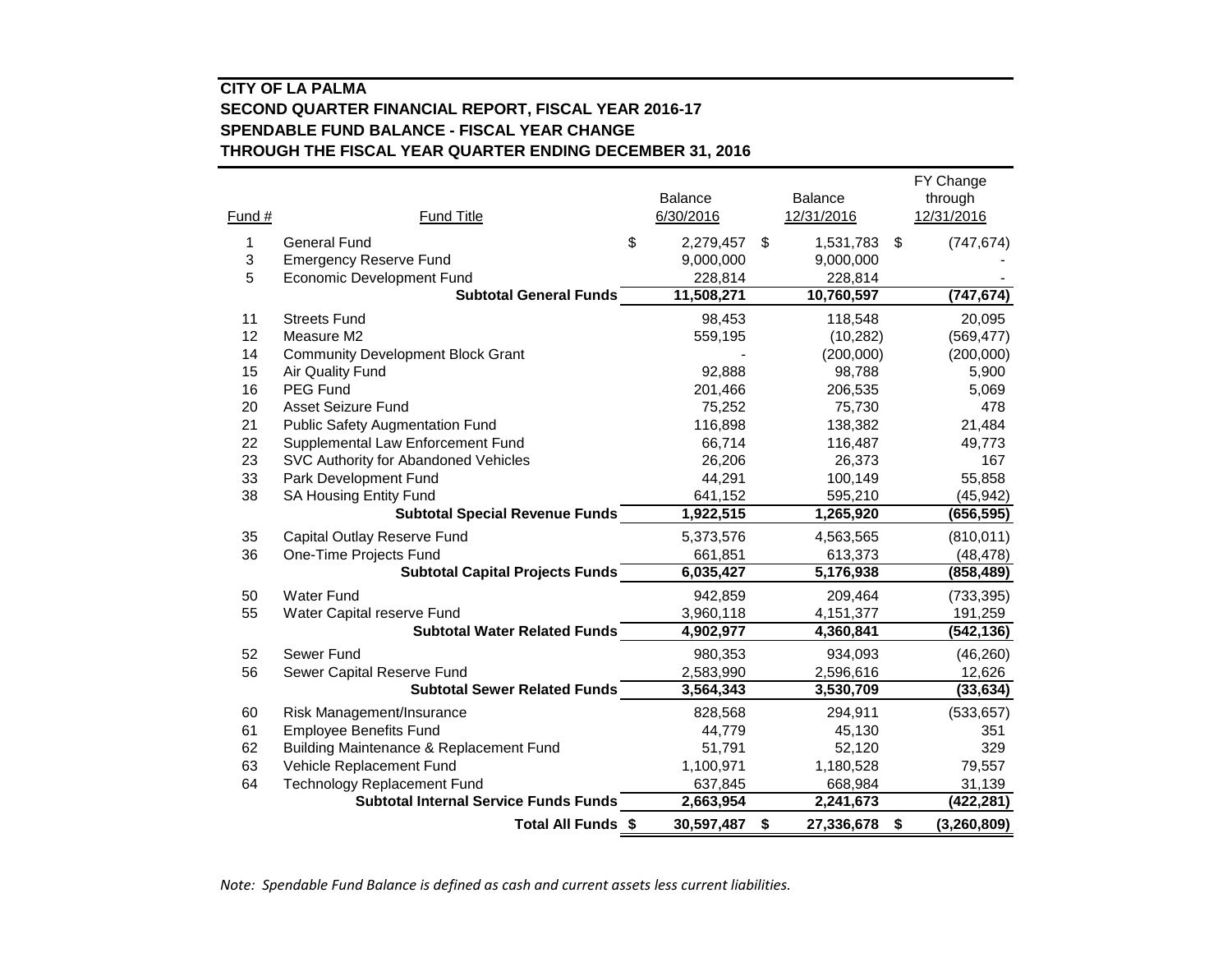**CITY OF LA PALMA**
**SECOND QUARTER FINANCIAL REPORT, FISCAL YEAR 2016-17**
**SPENDABLE FUND BALANCE - FISCAL YEAR CHANGE**
**THROUGH THE FISCAL YEAR QUARTER ENDING DECEMBER 31, 2016**

| Fund # | Fund Title | Balance 6/30/2016 | Balance 12/31/2016 | FY Change through 12/31/2016 |
|---|---|---|---|---|
| 1 | General Fund | $ 2,279,457 | $ 1,531,783 | $ (747,674) |
| 3 | Emergency Reserve Fund | 9,000,000 | 9,000,000 | - |
| 5 | Economic Development Fund | 228,814 | 228,814 | - |
| | **Subtotal General Funds** | **11,508,271** | **10,760,597** | **(747,674)** |
| 11 | Streets Fund | 98,453 | 118,548 | 20,095 |
| 12 | Measure M2 | 559,195 | (10,282) | (569,477) |
| 14 | Community Development Block Grant | - | (200,000) | (200,000) |
| 15 | Air Quality Fund | 92,888 | 98,788 | 5,900 |
| 16 | PEG Fund | 201,466 | 206,535 | 5,069 |
| 20 | Asset Seizure Fund | 75,252 | 75,730 | 478 |
| 21 | Public Safety Augmentation Fund | 116,898 | 138,382 | 21,484 |
| 22 | Supplemental Law Enforcement Fund | 66,714 | 116,487 | 49,773 |
| 23 | SVC Authority for Abandoned Vehicles | 26,206 | 26,373 | 167 |
| 33 | Park Development Fund | 44,291 | 100,149 | 55,858 |
| 38 | SA Housing Entity Fund | 641,152 | 595,210 | (45,942) |
| | **Subtotal Special Revenue Funds** | **1,922,515** | **1,265,920** | **(656,595)** |
| 35 | Capital Outlay Reserve Fund | 5,373,576 | 4,563,565 | (810,011) |
| 36 | One-Time Projects Fund | 661,851 | 613,373 | (48,478) |
| | **Subtotal Capital Projects Funds** | **6,035,427** | **5,176,938** | **(858,489)** |
| 50 | Water Fund | 942,859 | 209,464 | (733,395) |
| 55 | Water Capital reserve Fund | 3,960,118 | 4,151,377 | 191,259 |
| | **Subtotal Water Related Funds** | **4,902,977** | **4,360,841** | **(542,136)** |
| 52 | Sewer Fund | 980,353 | 934,093 | (46,260) |
| 56 | Sewer Capital Reserve Fund | 2,583,990 | 2,596,616 | 12,626 |
| | **Subtotal Sewer Related Funds** | **3,564,343** | **3,530,709** | **(33,634)** |
| 60 | Risk Management/Insurance | 828,568 | 294,911 | (533,657) |
| 61 | Employee Benefits Fund | 44,779 | 45,130 | 351 |
| 62 | Building Maintenance & Replacement Fund | 51,791 | 52,120 | 329 |
| 63 | Vehicle Replacement Fund | 1,100,971 | 1,180,528 | 79,557 |
| 64 | Technology Replacement Fund | 637,845 | 668,984 | 31,139 |
| | **Subtotal Internal Service Funds Funds** | **2,663,954** | **2,241,673** | **(422,281)** |
| | **Total All Funds** | **$ 30,597,487** | **$ 27,336,678** | **$ (3,260,809)** |

*Note: Spendable Fund Balance is defined as cash and current assets less current liabilities.*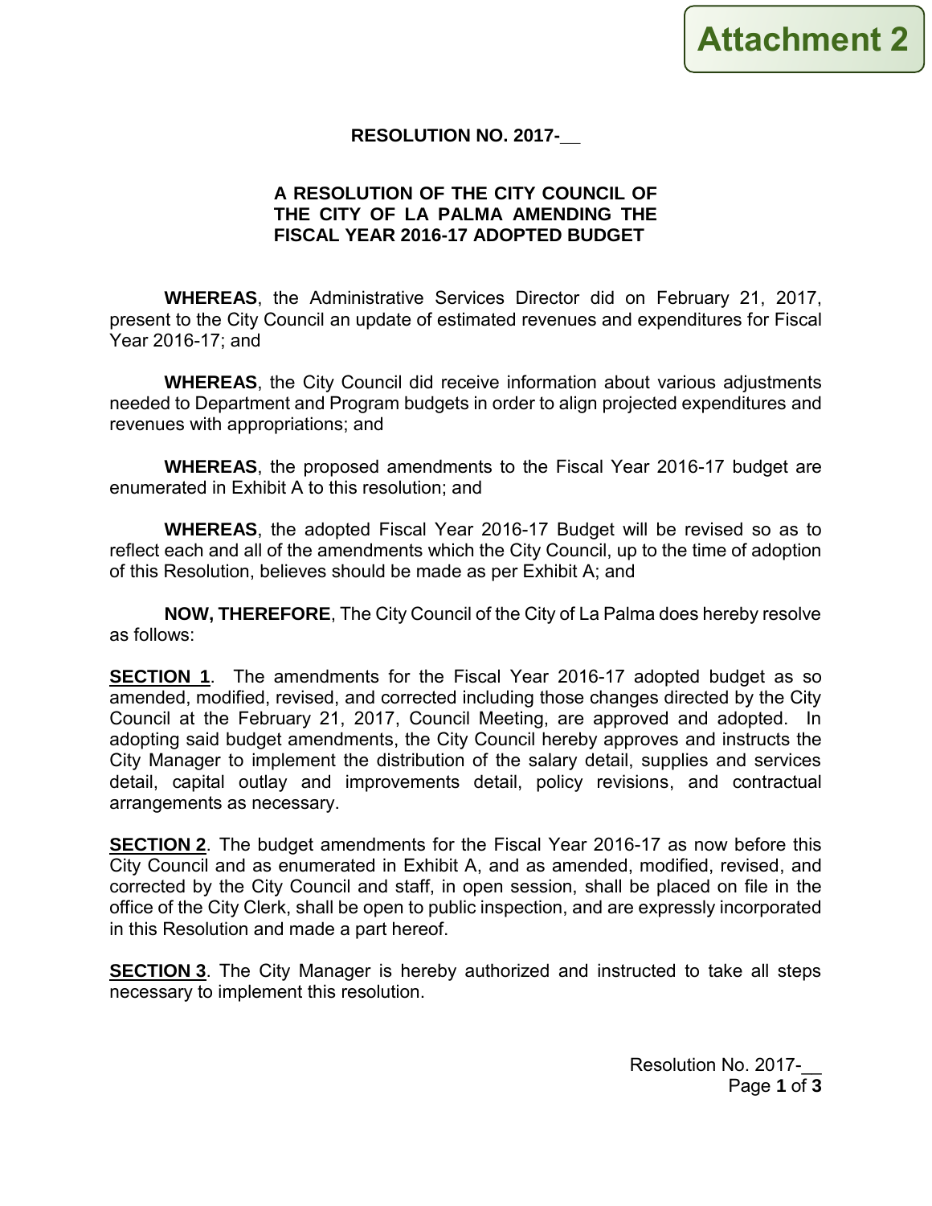**Attachment 2**

**RESOLUTION NO. 2017-__**

**A RESOLUTION OF THE CITY COUNCIL OF THE CITY OF LA PALMA AMENDING THE FISCAL YEAR 2016-17 ADOPTED BUDGET**

**WHEREAS**, the Administrative Services Director did on February 21, 2017, present to the City Council an update of estimated revenues and expenditures for Fiscal Year 2016-17; and

**WHEREAS**, the City Council did receive information about various adjustments needed to Department and Program budgets in order to align projected expenditures and revenues with appropriations; and

**WHEREAS**, the proposed amendments to the Fiscal Year 2016-17 budget are enumerated in Exhibit A to this resolution; and

**WHEREAS**, the adopted Fiscal Year 2016-17 Budget will be revised so as to reflect each and all of the amendments which the City Council, up to the time of adoption of this Resolution, believes should be made as per Exhibit A; and

**NOW, THEREFORE**, The City Council of the City of La Palma does hereby resolve as follows:

**SECTION 1**. The amendments for the Fiscal Year 2016-17 adopted budget as so amended, modified, revised, and corrected including those changes directed by the City Council at the February 21, 2017, Council Meeting, are approved and adopted. In adopting said budget amendments, the City Council hereby approves and instructs the City Manager to implement the distribution of the salary detail, supplies and services detail, capital outlay and improvements detail, policy revisions, and contractual arrangements as necessary.

**SECTION 2**. The budget amendments for the Fiscal Year 2016-17 as now before this City Council and as enumerated in Exhibit A, and as amended, modified, revised, and corrected by the City Council and staff, in open session, shall be placed on file in the office of the City Clerk, shall be open to public inspection, and are expressly incorporated in this Resolution and made a part hereof.

**SECTION 3**. The City Manager is hereby authorized and instructed to take all steps necessary to implement this resolution.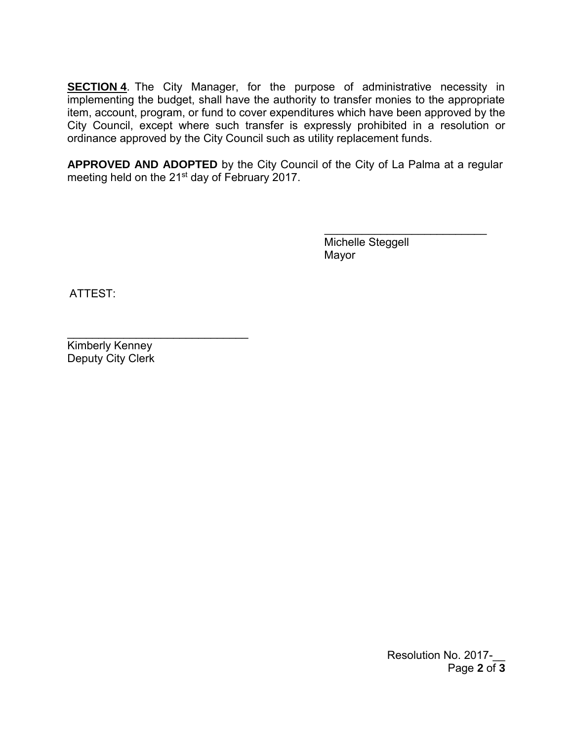**SECTION 4**. The City Manager, for the purpose of administrative necessity in implementing the budget, shall have the authority to transfer monies to the appropriate item, account, program, or fund to cover expenditures which have been approved by the City Council, except where such transfer is expressly prohibited in a resolution or ordinance approved by the City Council such as utility replacement funds.

**APPROVED AND ADOPTED** by the City Council of the City of La Palma at a regular meeting held on the 21st day of February 2017.

___________________________
Michelle Steggell
Mayor

ATTEST:

______________________________
Kimberly Kenney
Deputy City Clerk

Resolution No. 2017-__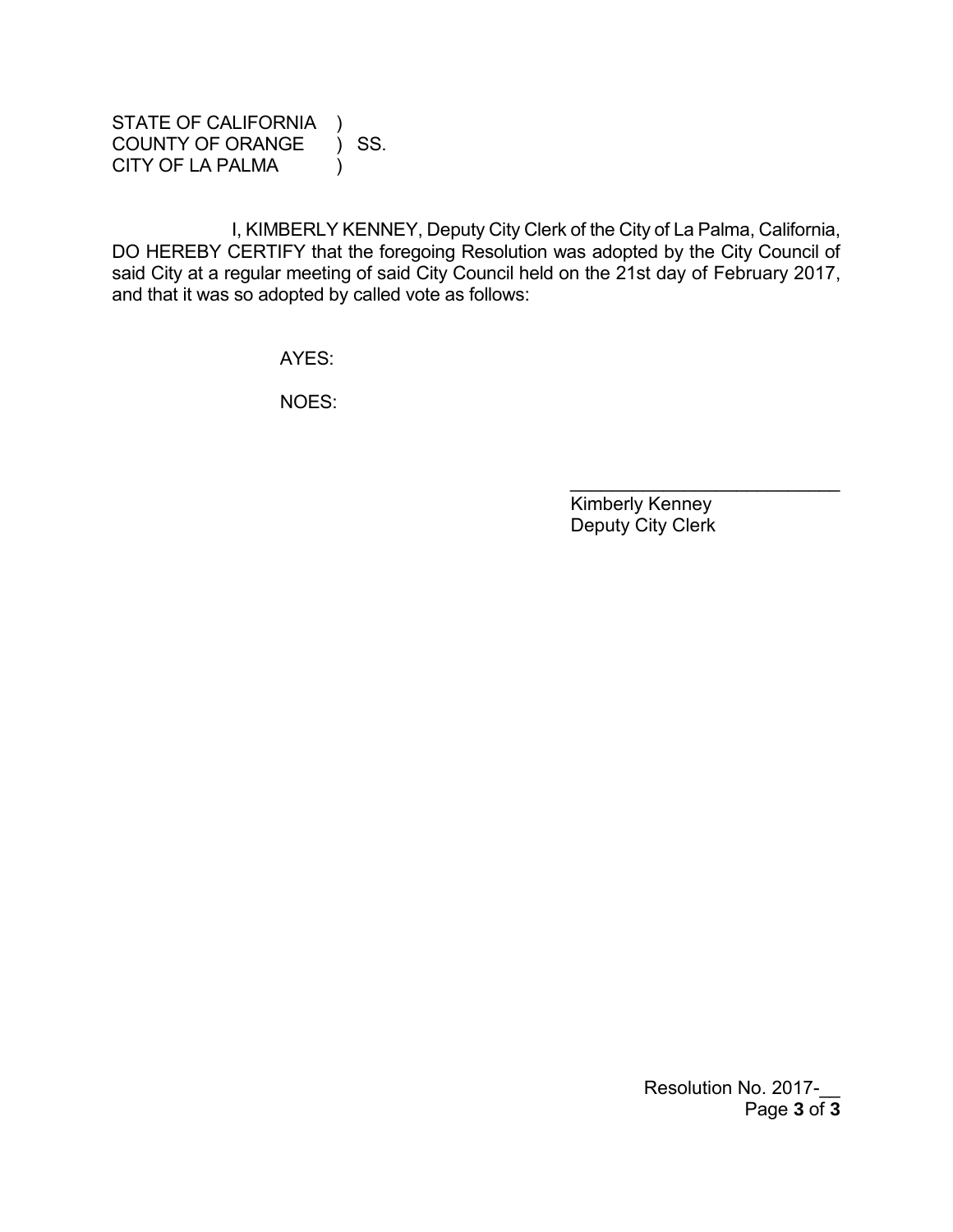STATE OF CALIFORNIA )
COUNTY OF ORANGE ) SS.
CITY OF LA PALMA )

I, KIMBERLY KENNEY, Deputy City Clerk of the City of La Palma, California, DO HEREBY CERTIFY that the foregoing Resolution was adopted by the City Council of said City at a regular meeting of said City Council held on the 21st day of February 2017, and that it was so adopted by called vote as follows:

AYES:

NOES:

\_\_\_\_\_\_\_\_\_\_\_\_\_\_\_\_\_\_\_\_\_\_\_\_\_\_\_\_
Kimberly Kenney
Deputy City Clerk

Resolution No. 2017-__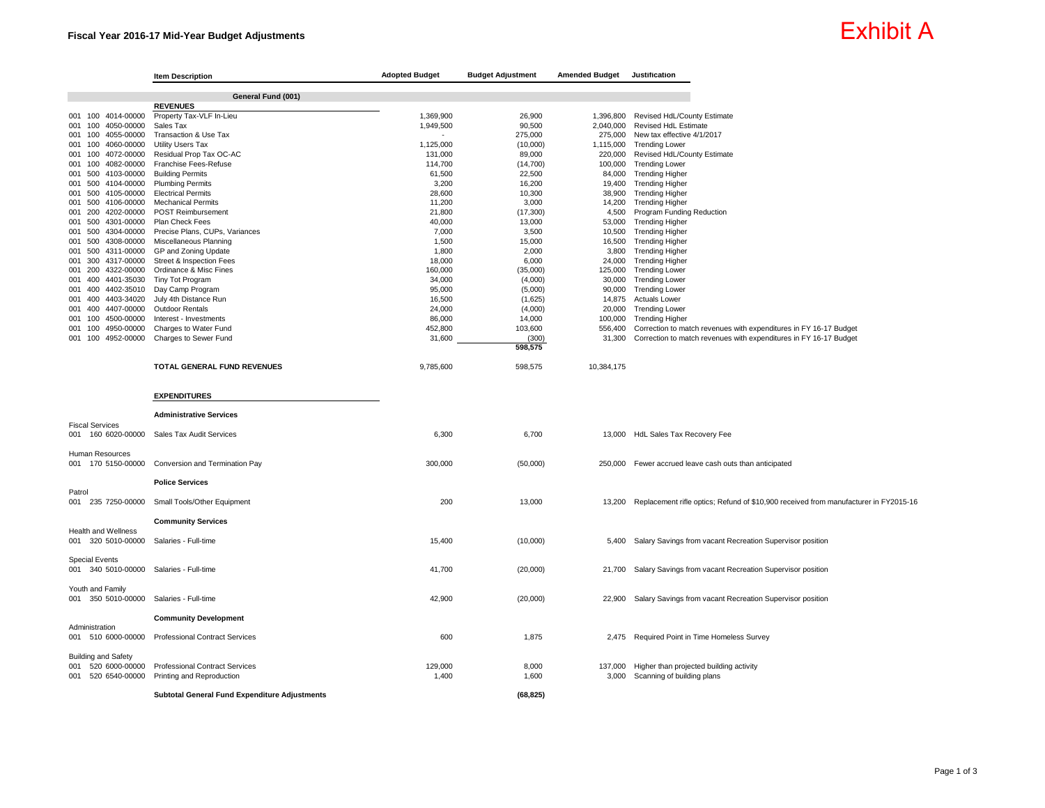## Fiscal Year 2016-17 Mid-Year Budget Adjustments

# Exhibit A

| Account | Item Description | Adopted Budget | Budget Adjustment | Amended Budget | Justification |
|---|---|---|---|---|---|
| | **General Fund (001)** | | | | |
| | **REVENUES** | | | | |
| 001 100 4014-00000 | Property Tax-VLF In-Lieu | 1,369,900 | 26,900 | 1,396,800 | Revised HdL/County Estimate |
| 001 100 4050-00000 | Sales Tax | 1,949,500 | 90,500 | 2,040,000 | Revised HdL Estimate |
| 001 100 4055-00000 | Transaction & Use Tax | - | 275,000 | 275,000 | New tax effective 4/1/2017 |
| 001 100 4060-00000 | Utility Users Tax | 1,125,000 | (10,000) | 1,115,000 | Trending Lower |
| 001 100 4072-00000 | Residual Prop Tax OC-AC | 131,000 | 89,000 | 220,000 | Revised HdL/County Estimate |
| 001 100 4082-00000 | Franchise Fees-Refuse | 114,700 | (14,700) | 100,000 | Trending Lower |
| 001 500 4103-00000 | Building Permits | 61,500 | 22,500 | 84,000 | Trending Higher |
| 001 500 4104-00000 | Plumbing Permits | 3,200 | 16,200 | 19,400 | Trending Higher |
| 001 500 4105-00000 | Electrical Permits | 28,600 | 10,300 | 38,900 | Trending Higher |
| 001 500 4106-00000 | Mechanical Permits | 11,200 | 3,000 | 14,200 | Trending Higher |
| 001 200 4202-00000 | POST Reimbursement | 21,800 | (17,300) | 4,500 | Program Funding Reduction |
| 001 500 4301-00000 | Plan Check Fees | 40,000 | 13,000 | 53,000 | Trending Higher |
| 001 500 4304-00000 | Precise Plans, CUPs, Variances | 7,000 | 3,500 | 10,500 | Trending Higher |
| 001 500 4308-00000 | Miscellaneous Planning | 1,500 | 15,000 | 16,500 | Trending Higher |
| 001 500 4311-00000 | GP and Zoning Update | 1,800 | 2,000 | 3,800 | Trending Higher |
| 001 300 4317-00000 | Street & Inspection Fees | 18,000 | 6,000 | 24,000 | Trending Higher |
| 001 200 4322-00000 | Ordinance & Misc Fines | 160,000 | (35,000) | 125,000 | Trending Lower |
| 001 400 4401-35030 | Tiny Tot Program | 34,000 | (4,000) | 30,000 | Trending Lower |
| 001 400 4402-35010 | Day Camp Program | 95,000 | (5,000) | 90,000 | Trending Lower |
| 001 400 4403-34020 | July 4th Distance Run | 16,500 | (1,625) | 14,875 | Actuals Lower |
| 001 400 4407-00000 | Outdoor Rentals | 24,000 | (4,000) | 20,000 | Trending Lower |
| 001 100 4500-00000 | Interest - Investments | 86,000 | 14,000 | 100,000 | Trending Higher |
| 001 100 4950-00000 | Charges to Water Fund | 452,800 | 103,600 | 556,400 | Correction to match revenues with expenditures in FY 16-17 Budget |
| 001 100 4952-00000 | Charges to Sewer Fund | 31,600 | (300) | 31,300 | Correction to match revenues with expenditures in FY 16-17 Budget |
| | | | **598,575** | | |
| | **TOTAL GENERAL FUND REVENUES** | 9,785,600 | 598,575 | 10,384,175 | |
| | **EXPENDITURES** | | | | |
| | **Administrative Services** | | | | |
| Fiscal Services | | | | | |
| 001 160 6020-00000 | Sales Tax Audit Services | 6,300 | 6,700 | 13,000 | HdL Sales Tax Recovery Fee |
| Human Resources | | | | | |
| 001 170 5150-00000 | Conversion and Termination Pay | 300,000 | (50,000) | 250,000 | Fewer accrued leave cash outs than anticipated |
| | **Police Services** | | | | |
| Patrol | | | | | |
| 001 235 7250-00000 | Small Tools/Other Equipment | 200 | 13,000 | 13,200 | Replacement rifle optics; Refund of $10,900 received from manufacturer in FY2015-16 |
| | **Community Services** | | | | |
| Health and Wellness | | | | | |
| 001 320 5010-00000 | Salaries - Full-time | 15,400 | (10,000) | 5,400 | Salary Savings from vacant Recreation Supervisor position |
| Special Events | | | | | |
| 001 340 5010-00000 | Salaries - Full-time | 41,700 | (20,000) | 21,700 | Salary Savings from vacant Recreation Supervisor position |
| Youth and Family | | | | | |
| 001 350 5010-00000 | Salaries - Full-time | 42,900 | (20,000) | 22,900 | Salary Savings from vacant Recreation Supervisor position |
| | **Community Development** | | | | |
| Administration | | | | | |
| 001 510 6000-00000 | Professional Contract Services | 600 | 1,875 | 2,475 | Required Point in Time Homeless Survey |
| Building and Safety | | | | | |
| 001 520 6000-00000 | Professional Contract Services | 129,000 | 8,000 | 137,000 | Higher than projected building activity |
| 001 520 6540-00000 | Printing and Reproduction | 1,400 | 1,600 | 3,000 | Scanning of building plans |
| | **Subtotal General Fund Expenditure Adjustments** | | **(68,825)** | | |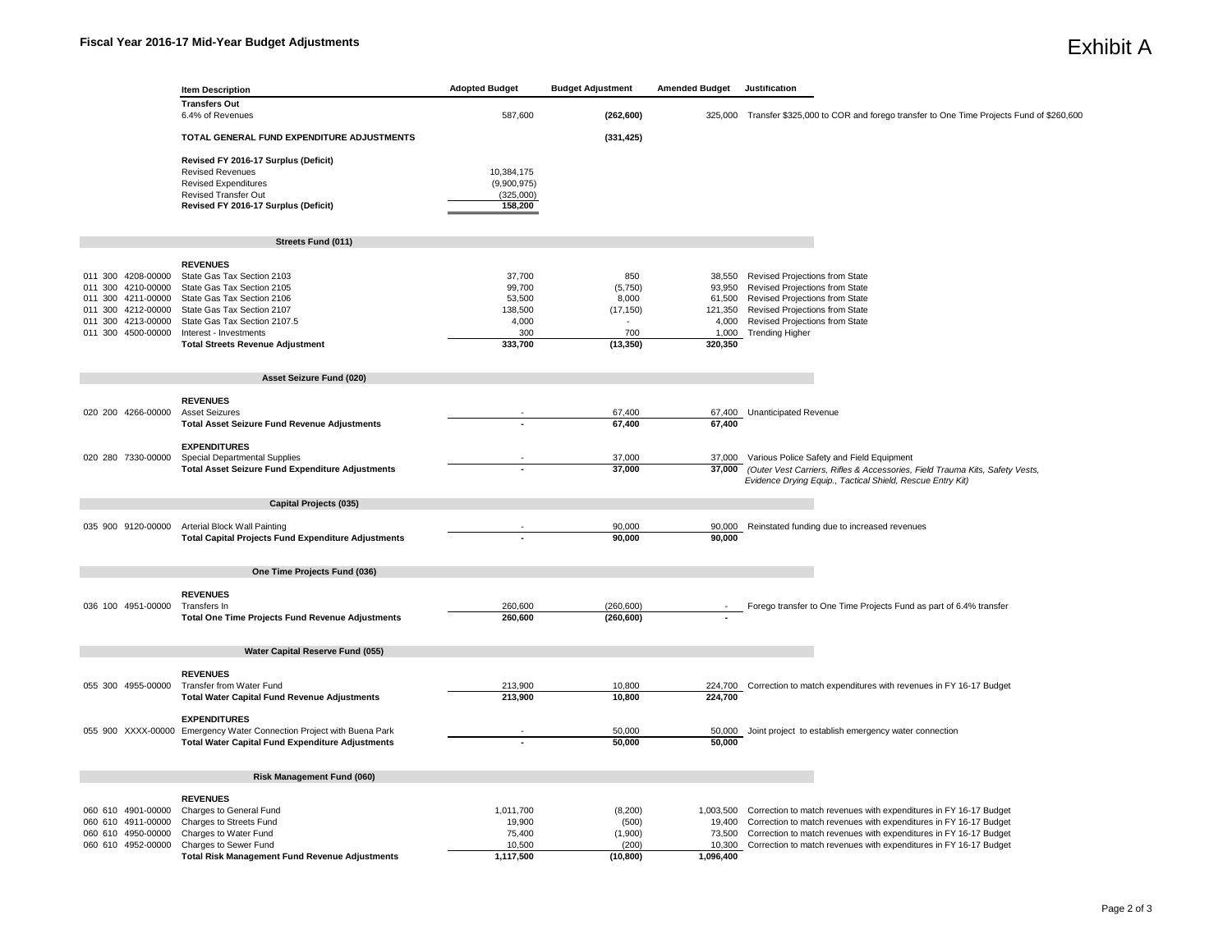# Fiscal Year 2016-17 Mid-Year Budget Adjustments

**Exhibit A**

| Account | Item Description | Adopted Budget | Budget Adjustment | Amended Budget | Justification |
|---|---|---|---|---|---|
| | **Transfers Out** | | | | |
| | 6.4% of Revenues | 587,600 | **(262,600)** | 325,000 | Transfer $325,000 to COR and forego transfer to One Time Projects Fund of $260,600 |
| | **TOTAL GENERAL FUND EXPENDITURE ADJUSTMENTS** | | **(331,425)** | | |
| | **Revised FY 2016-17 Surplus (Deficit)** | | | | |
| | Revised Revenues | 10,384,175 | | | |
| | Revised Expenditures | (9,900,975) | | | |
| | Revised Transfer Out | (325,000) | | | |
| | **Revised FY 2016-17 Surplus (Deficit)** | **158,200** | | | |

## Streets Fund (011)

| Account | Item Description | Adopted Budget | Budget Adjustment | Amended Budget | Justification |
|---|---|---|---|---|---|
| | **REVENUES** | | | | |
| 011 300 4208-00000 | State Gas Tax Section 2103 | 37,700 | 850 | 38,550 | Revised Projections from State |
| 011 300 4210-00000 | State Gas Tax Section 2105 | 99,700 | (5,750) | 93,950 | Revised Projections from State |
| 011 300 4211-00000 | State Gas Tax Section 2106 | 53,500 | 8,000 | 61,500 | Revised Projections from State |
| 011 300 4212-00000 | State Gas Tax Section 2107 | 138,500 | (17,150) | 121,350 | Revised Projections from State |
| 011 300 4213-00000 | State Gas Tax Section 2107.5 | 4,000 | - | 4,000 | Revised Projections from State |
| 011 300 4500-00000 | Interest - Investments | 300 | 700 | 1,000 | Trending Higher |
| | **Total Streets Revenue Adjustment** | **333,700** | **(13,350)** | **320,350** | |

## Asset Seizure Fund (020)

| Account | Item Description | Adopted Budget | Budget Adjustment | Amended Budget | Justification |
|---|---|---|---|---|---|
| | **REVENUES** | | | | |
| 020 200 4266-00000 | Asset Seizures | - | 67,400 | 67,400 | Unanticipated Revenue |
| | **Total Asset Seizure Fund Revenue Adjustments** | **-** | **67,400** | **67,400** | |
| | **EXPENDITURES** | | | | |
| 020 280 7330-00000 | Special Departmental Supplies | - | 37,000 | 37,000 | Various Police Safety and Field Equipment |
| | **Total Asset Seizure Fund Expenditure Adjustments** | **-** | **37,000** | **37,000** | *(Outer Vest Carriers, Rifles & Accessories, Field Trauma Kits, Safety Vests, Evidence Drying Equip., Tactical Shield, Rescue Entry Kit)* |

## Capital Projects (035)

| Account | Item Description | Adopted Budget | Budget Adjustment | Amended Budget | Justification |
|---|---|---|---|---|---|
| 035 900 9120-00000 | Arterial Block Wall Painting | - | 90,000 | 90,000 | Reinstated funding due to increased revenues |
| | **Total Capital Projects Fund Expenditure Adjustments** | **-** | **90,000** | **90,000** | |

## One Time Projects Fund (036)

| Account | Item Description | Adopted Budget | Budget Adjustment | Amended Budget | Justification |
|---|---|---|---|---|---|
| | **REVENUES** | | | | |
| 036 100 4951-00000 | Transfers In | 260,600 | (260,600) | - | Forego transfer to One Time Projects Fund as part of 6.4% transfer |
| | **Total One Time Projects Fund Revenue Adjustments** | **260,600** | **(260,600)** | **-** | |

## Water Capital Reserve Fund (055)

| Account | Item Description | Adopted Budget | Budget Adjustment | Amended Budget | Justification |
|---|---|---|---|---|---|
| | **REVENUES** | | | | |
| 055 300 4955-00000 | Transfer from Water Fund | 213,900 | 10,800 | 224,700 | Correction to match expenditures with revenues in FY 16-17 Budget |
| | **Total Water Capital Fund Revenue Adjustments** | **213,900** | **10,800** | **224,700** | |
| | **EXPENDITURES** | | | | |
| 055 900 XXXX-00000 | Emergency Water Connection Project with Buena Park | - | 50,000 | 50,000 | Joint project to establish emergency water connection |
| | **Total Water Capital Fund Expenditure Adjustments** | **-** | **50,000** | **50,000** | |

## Risk Management Fund (060)

| Account | Item Description | Adopted Budget | Budget Adjustment | Amended Budget | Justification |
|---|---|---|---|---|---|
| | **REVENUES** | | | | |
| 060 610 4901-00000 | Charges to General Fund | 1,011,700 | (8,200) | 1,003,500 | Correction to match revenues with expenditures in FY 16-17 Budget |
| 060 610 4911-00000 | Charges to Streets Fund | 19,900 | (500) | 19,400 | Correction to match revenues with expenditures in FY 16-17 Budget |
| 060 610 4950-00000 | Charges to Water Fund | 75,400 | (1,900) | 73,500 | Correction to match revenues with expenditures in FY 16-17 Budget |
| 060 610 4952-00000 | Charges to Sewer Fund | 10,500 | (200) | 10,300 | Correction to match revenues with expenditures in FY 16-17 Budget |
| | **Total Risk Management Fund Revenue Adjustments** | **1,117,500** | **(10,800)** | **1,096,400** | |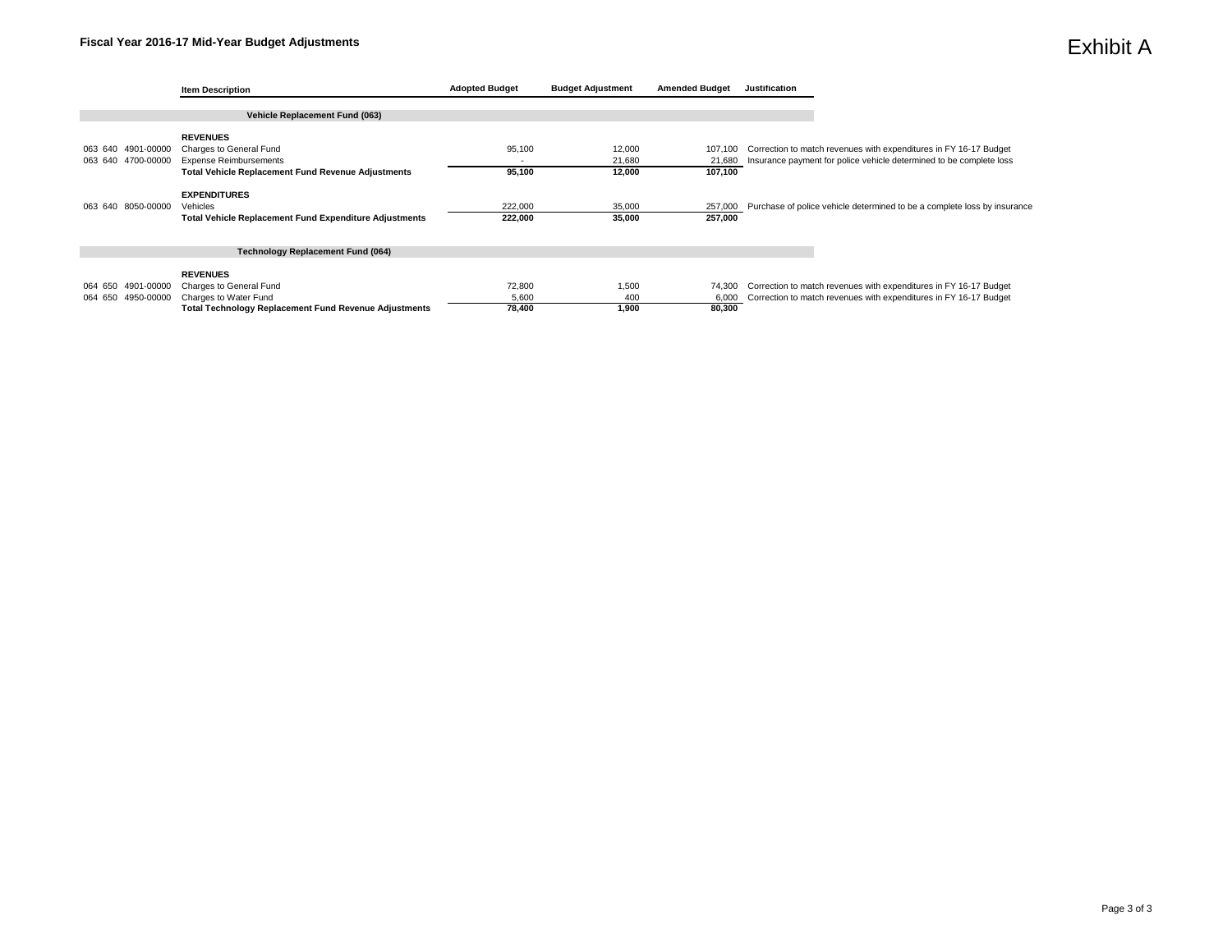**Fiscal Year 2016-17 Mid-Year Budget Adjustments**

# Exhibit A

| | Item Description | Adopted Budget | Budget Adjustment | Amended Budget | Justification |
|---|---|---|---|---|---|
| | **Vehicle Replacement Fund (063)** | | | | |
| | **REVENUES** | | | | |
| 063 640 4901-00000 | Charges to General Fund | 95,100 | 12,000 | 107,100 | Correction to match revenues with expenditures in FY 16-17 Budget |
| 063 640 4700-00000 | Expense Reimbursements | - | 21,680 | 21,680 | Insurance payment for police vehicle determined to be complete loss |
| | **Total Vehicle Replacement Fund Revenue Adjustments** | **95,100** | **12,000** | **107,100** | |
| | **EXPENDITURES** | | | | |
| 063 640 8050-00000 | Vehicles | 222,000 | 35,000 | 257,000 | Purchase of police vehicle determined to be a complete loss by insurance |
| | **Total Vehicle Replacement Fund Expenditure Adjustments** | **222,000** | **35,000** | **257,000** | |
| | **Technology Replacement Fund (064)** | | | | |
| | **REVENUES** | | | | |
| 064 650 4901-00000 | Charges to General Fund | 72,800 | 1,500 | 74,300 | Correction to match revenues with expenditures in FY 16-17 Budget |
| 064 650 4950-00000 | Charges to Water Fund | 5,600 | 400 | 6,000 | Correction to match revenues with expenditures in FY 16-17 Budget |
| | **Total Technology Replacement Fund Revenue Adjustments** | **78,400** | **1,900** | **80,300** | |